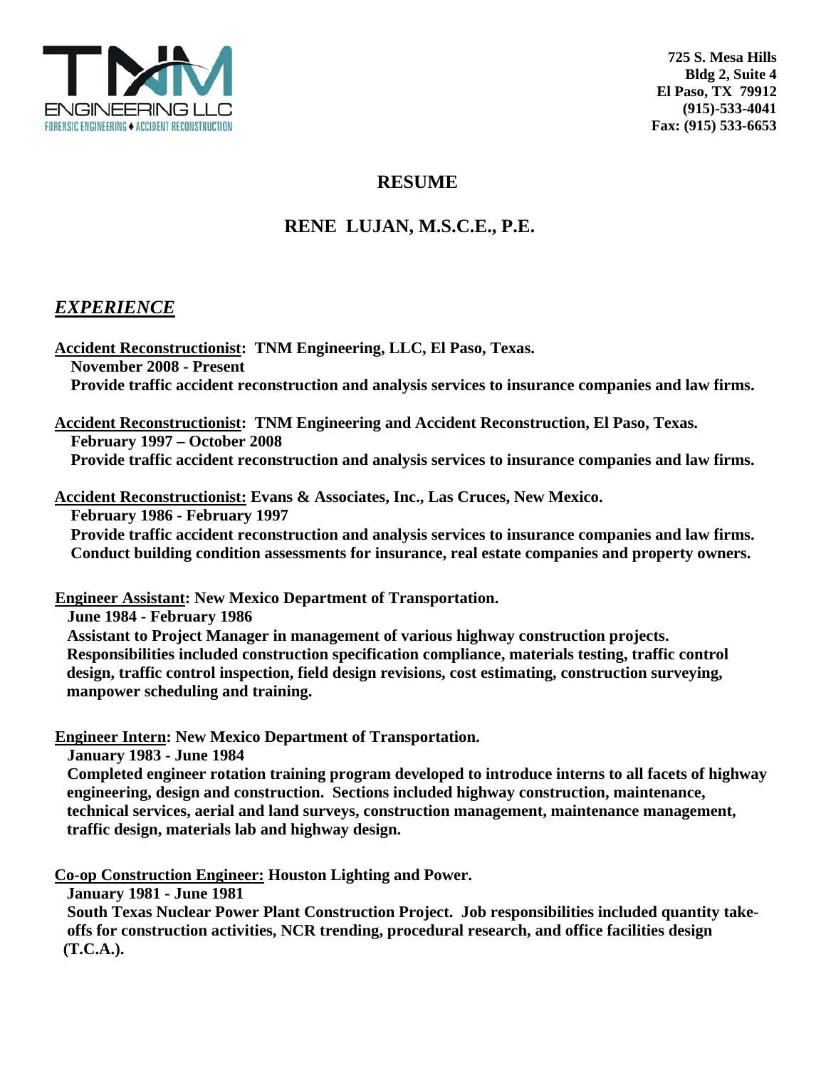TNM ENGINEERING LLC
FORENSIC ENGINEERING ♦ ACCIDENT RECONSTRUCTION

**725 S. Mesa Hills**
**Bldg 2, Suite 4**
**El Paso, TX 79912**
**(915)-533-4041**
**Fax: (915) 533-6653**

# RESUME

## RENE LUJAN, M.S.C.E., P.E.

### ***EXPERIENCE***

**Accident Reconstructionist: TNM Engineering, LLC, El Paso, Texas.**
**November 2008 - Present**
**Provide traffic accident reconstruction and analysis services to insurance companies and law firms.**

**Accident Reconstructionist: TNM Engineering and Accident Reconstruction, El Paso, Texas.**
**February 1997 – October 2008**
**Provide traffic accident reconstruction and analysis services to insurance companies and law firms.**

**Accident Reconstructionist: Evans & Associates, Inc., Las Cruces, New Mexico.**
**February 1986 - February 1997**
**Provide traffic accident reconstruction and analysis services to insurance companies and law firms. Conduct building condition assessments for insurance, real estate companies and property owners.**

**Engineer Assistant: New Mexico Department of Transportation.**
**June 1984 - February 1986**
**Assistant to Project Manager in management of various highway construction projects. Responsibilities included construction specification compliance, materials testing, traffic control design, traffic control inspection, field design revisions, cost estimating, construction surveying, manpower scheduling and training.**

**Engineer Intern: New Mexico Department of Transportation.**
**January 1983 - June 1984**
**Completed engineer rotation training program developed to introduce interns to all facets of highway engineering, design and construction. Sections included highway construction, maintenance, technical services, aerial and land surveys, construction management, maintenance management, traffic design, materials lab and highway design.**

**Co-op Construction Engineer: Houston Lighting and Power.**
**January 1981 - June 1981**
**South Texas Nuclear Power Plant Construction Project. Job responsibilities included quantity take-offs for construction activities, NCR trending, procedural research, and office facilities design (T.C.A.).**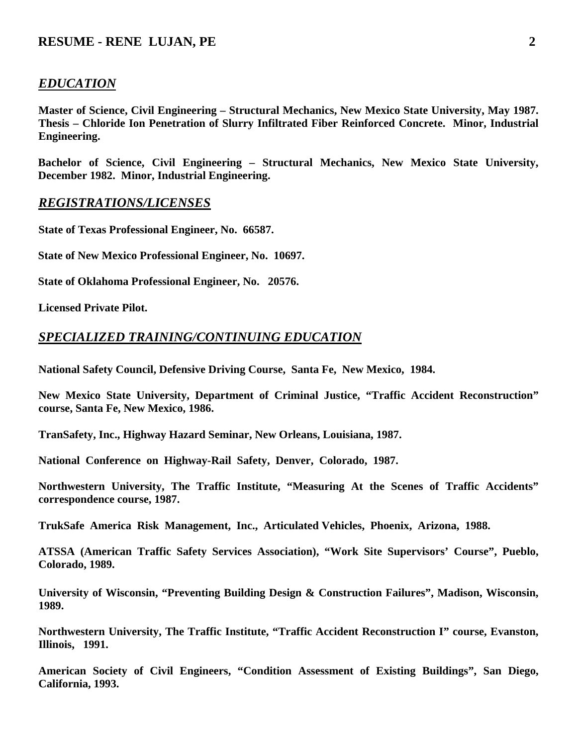## *EDUCATION*

**Master of Science, Civil Engineering – Structural Mechanics, New Mexico State University, May 1987. Thesis – Chloride Ion Penetration of Slurry Infiltrated Fiber Reinforced Concrete. Minor, Industrial Engineering.**

**Bachelor of Science, Civil Engineering – Structural Mechanics, New Mexico State University, December 1982. Minor, Industrial Engineering.**

## *REGISTRATIONS/LICENSES*

**State of Texas Professional Engineer, No. 66587.**

**State of New Mexico Professional Engineer, No. 10697.**

**State of Oklahoma Professional Engineer, No. 20576.**

**Licensed Private Pilot.**

## *SPECIALIZED TRAINING/CONTINUING EDUCATION*

**National Safety Council, Defensive Driving Course, Santa Fe, New Mexico, 1984.**

**New Mexico State University, Department of Criminal Justice, "Traffic Accident Reconstruction" course, Santa Fe, New Mexico, 1986.**

**TranSafety, Inc., Highway Hazard Seminar, New Orleans, Louisiana, 1987.**

**National Conference on Highway-Rail Safety, Denver, Colorado, 1987.**

**Northwestern University, The Traffic Institute, "Measuring At the Scenes of Traffic Accidents" correspondence course, 1987.**

**TrukSafe America Risk Management, Inc., Articulated Vehicles, Phoenix, Arizona, 1988.**

**ATSSA (American Traffic Safety Services Association), "Work Site Supervisors' Course", Pueblo, Colorado, 1989.**

**University of Wisconsin, "Preventing Building Design & Construction Failures", Madison, Wisconsin, 1989.**

**Northwestern University, The Traffic Institute, "Traffic Accident Reconstruction I" course, Evanston, Illinois, 1991.**

**American Society of Civil Engineers, "Condition Assessment of Existing Buildings", San Diego, California, 1993.**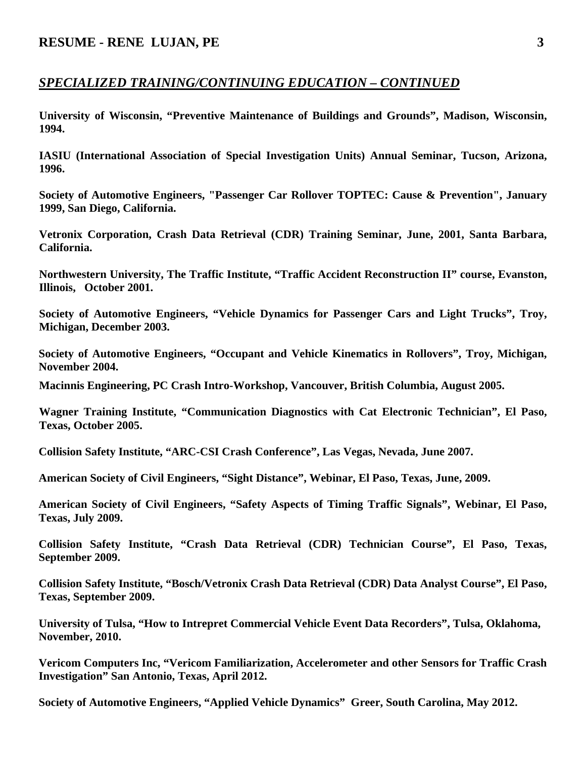## *SPECIALIZED TRAINING/CONTINUING EDUCATION – CONTINUED*

**University of Wisconsin, “Preventive Maintenance of Buildings and Grounds”, Madison, Wisconsin, 1994.**

**IASIU (International Association of Special Investigation Units) Annual Seminar, Tucson, Arizona, 1996.**

**Society of Automotive Engineers, "Passenger Car Rollover TOPTEC: Cause & Prevention", January 1999, San Diego, California.**

**Vetronix Corporation, Crash Data Retrieval (CDR) Training Seminar, June, 2001, Santa Barbara, California.**

**Northwestern University, The Traffic Institute, “Traffic Accident Reconstruction II” course, Evanston, Illinois, October 2001.**

**Society of Automotive Engineers, “Vehicle Dynamics for Passenger Cars and Light Trucks”, Troy, Michigan, December 2003.**

**Society of Automotive Engineers, “Occupant and Vehicle Kinematics in Rollovers”, Troy, Michigan, November 2004.**

**Macinnis Engineering, PC Crash Intro-Workshop, Vancouver, British Columbia, August 2005.**

**Wagner Training Institute, “Communication Diagnostics with Cat Electronic Technician”, El Paso, Texas, October 2005.**

**Collision Safety Institute, “ARC-CSI Crash Conference”, Las Vegas, Nevada, June 2007.**

**American Society of Civil Engineers, “Sight Distance”, Webinar, El Paso, Texas, June, 2009.**

**American Society of Civil Engineers, “Safety Aspects of Timing Traffic Signals”, Webinar, El Paso, Texas, July 2009.**

**Collision Safety Institute, “Crash Data Retrieval (CDR) Technician Course”, El Paso, Texas, September 2009.**

**Collision Safety Institute, “Bosch/Vetronix Crash Data Retrieval (CDR) Data Analyst Course”, El Paso, Texas, September 2009.**

**University of Tulsa, “How to Intrepret Commercial Vehicle Event Data Recorders”, Tulsa, Oklahoma, November, 2010.**

**Vericom Computers Inc, “Vericom Familiarization, Accelerometer and other Sensors for Traffic Crash Investigation” San Antonio, Texas, April 2012.**

**Society of Automotive Engineers, “Applied Vehicle Dynamics” Greer, South Carolina, May 2012.**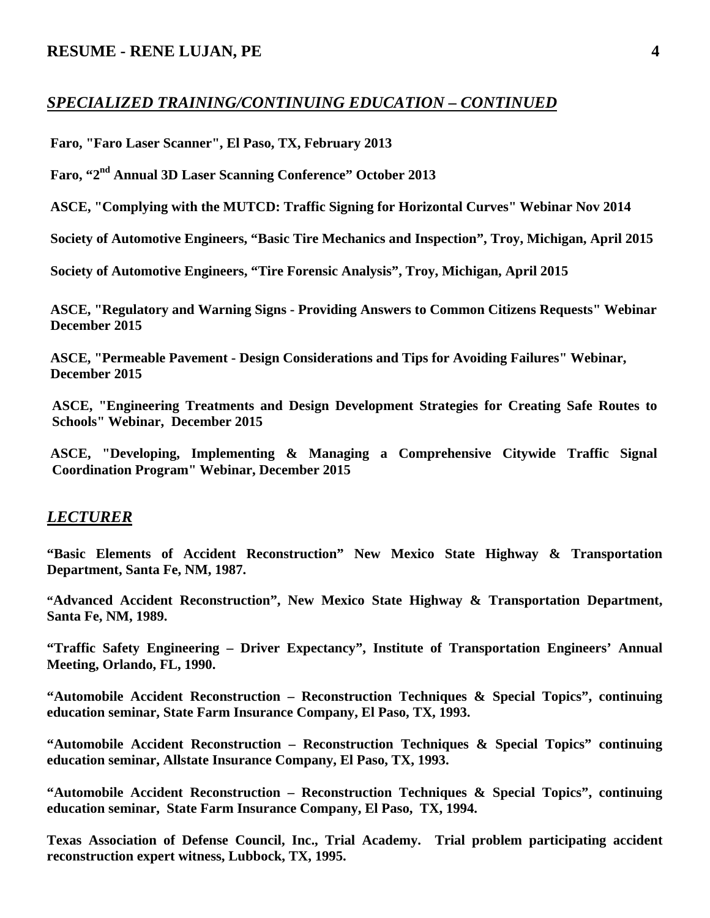## *SPECIALIZED TRAINING/CONTINUING EDUCATION – CONTINUED*

**Faro, "Faro Laser Scanner", El Paso, TX, February 2013**

**Faro, "2nd Annual 3D Laser Scanning Conference" October 2013**

**ASCE, "Complying with the MUTCD: Traffic Signing for Horizontal Curves" Webinar Nov 2014**

**Society of Automotive Engineers, "Basic Tire Mechanics and Inspection", Troy, Michigan, April 2015**

**Society of Automotive Engineers, "Tire Forensic Analysis", Troy, Michigan, April 2015**

**ASCE, "Regulatory and Warning Signs - Providing Answers to Common Citizens Requests" Webinar December 2015**

**ASCE, "Permeable Pavement - Design Considerations and Tips for Avoiding Failures" Webinar, December 2015**

**ASCE, "Engineering Treatments and Design Development Strategies for Creating Safe Routes to Schools" Webinar, December 2015**

**ASCE, "Developing, Implementing & Managing a Comprehensive Citywide Traffic Signal Coordination Program" Webinar, December 2015**

## *LECTURER*

**"Basic Elements of Accident Reconstruction" New Mexico State Highway & Transportation Department, Santa Fe, NM, 1987.**

**"Advanced Accident Reconstruction", New Mexico State Highway & Transportation Department, Santa Fe, NM, 1989.**

**"Traffic Safety Engineering – Driver Expectancy", Institute of Transportation Engineers' Annual Meeting, Orlando, FL, 1990.**

**"Automobile Accident Reconstruction – Reconstruction Techniques & Special Topics", continuing education seminar, State Farm Insurance Company, El Paso, TX, 1993.**

**"Automobile Accident Reconstruction – Reconstruction Techniques & Special Topics" continuing education seminar, Allstate Insurance Company, El Paso, TX, 1993.**

**"Automobile Accident Reconstruction – Reconstruction Techniques & Special Topics", continuing education seminar, State Farm Insurance Company, El Paso, TX, 1994.**

**Texas Association of Defense Council, Inc., Trial Academy. Trial problem participating accident reconstruction expert witness, Lubbock, TX, 1995.**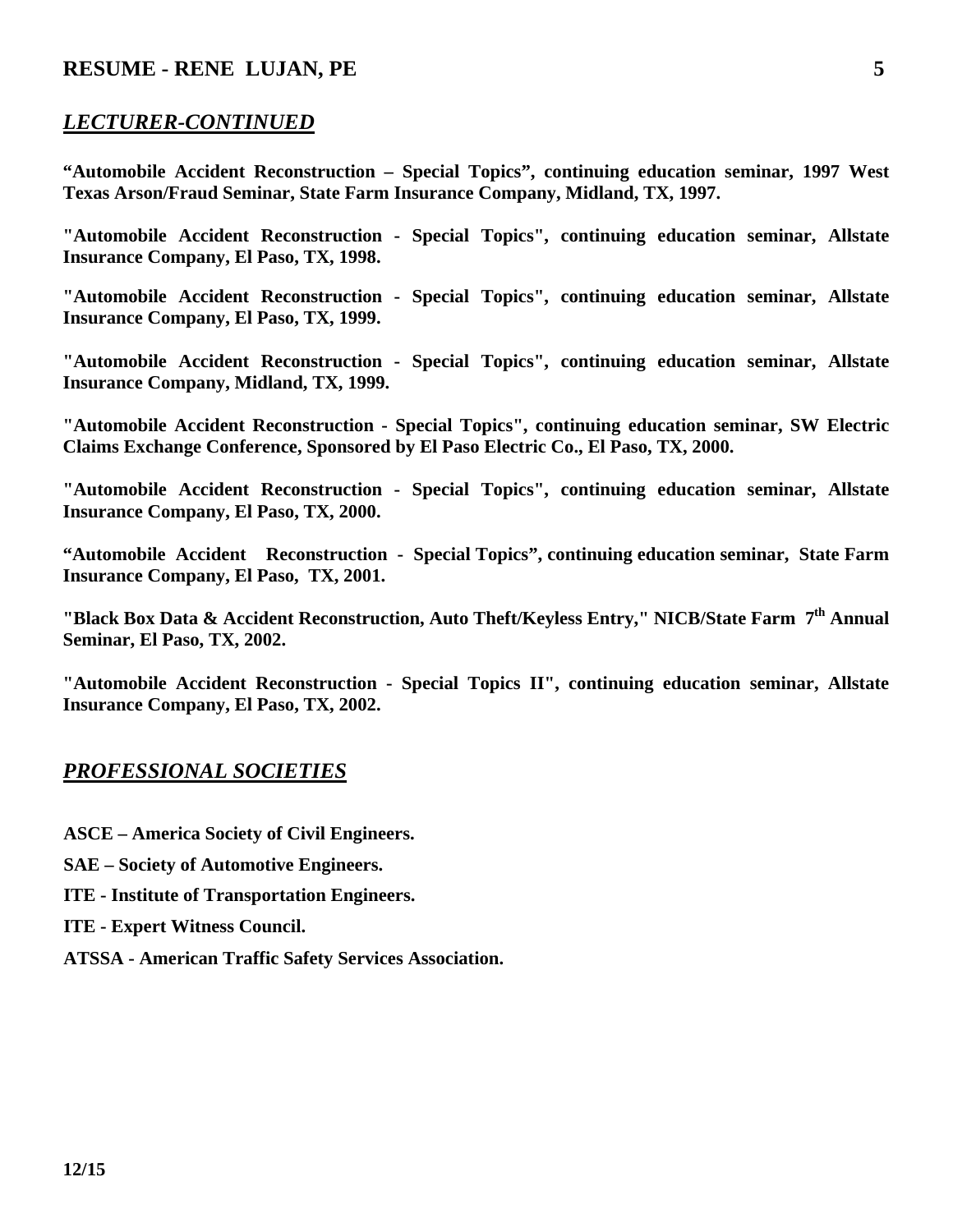## *LECTURER-CONTINUED*

**"Automobile Accident Reconstruction – Special Topics", continuing education seminar, 1997 West Texas Arson/Fraud Seminar, State Farm Insurance Company, Midland, TX, 1997.**

**"Automobile Accident Reconstruction - Special Topics", continuing education seminar, Allstate Insurance Company, El Paso, TX, 1998.**

**"Automobile Accident Reconstruction - Special Topics", continuing education seminar, Allstate Insurance Company, El Paso, TX, 1999.**

**"Automobile Accident Reconstruction - Special Topics", continuing education seminar, Allstate Insurance Company, Midland, TX, 1999.**

**"Automobile Accident Reconstruction - Special Topics", continuing education seminar, SW Electric Claims Exchange Conference, Sponsored by El Paso Electric Co., El Paso, TX, 2000.**

**"Automobile Accident Reconstruction - Special Topics", continuing education seminar, Allstate Insurance Company, El Paso, TX, 2000.**

**"Automobile Accident Reconstruction - Special Topics", continuing education seminar, State Farm Insurance Company, El Paso, TX, 2001.**

**"Black Box Data & Accident Reconstruction, Auto Theft/Keyless Entry," NICB/State Farm 7th Annual Seminar, El Paso, TX, 2002.**

**"Automobile Accident Reconstruction - Special Topics II", continuing education seminar, Allstate Insurance Company, El Paso, TX, 2002.**

## *PROFESSIONAL SOCIETIES*

**ASCE – America Society of Civil Engineers.**

**SAE – Society of Automotive Engineers.**

**ITE - Institute of Transportation Engineers.**

**ITE - Expert Witness Council.**

**ATSSA - American Traffic Safety Services Association.**

**12/15**